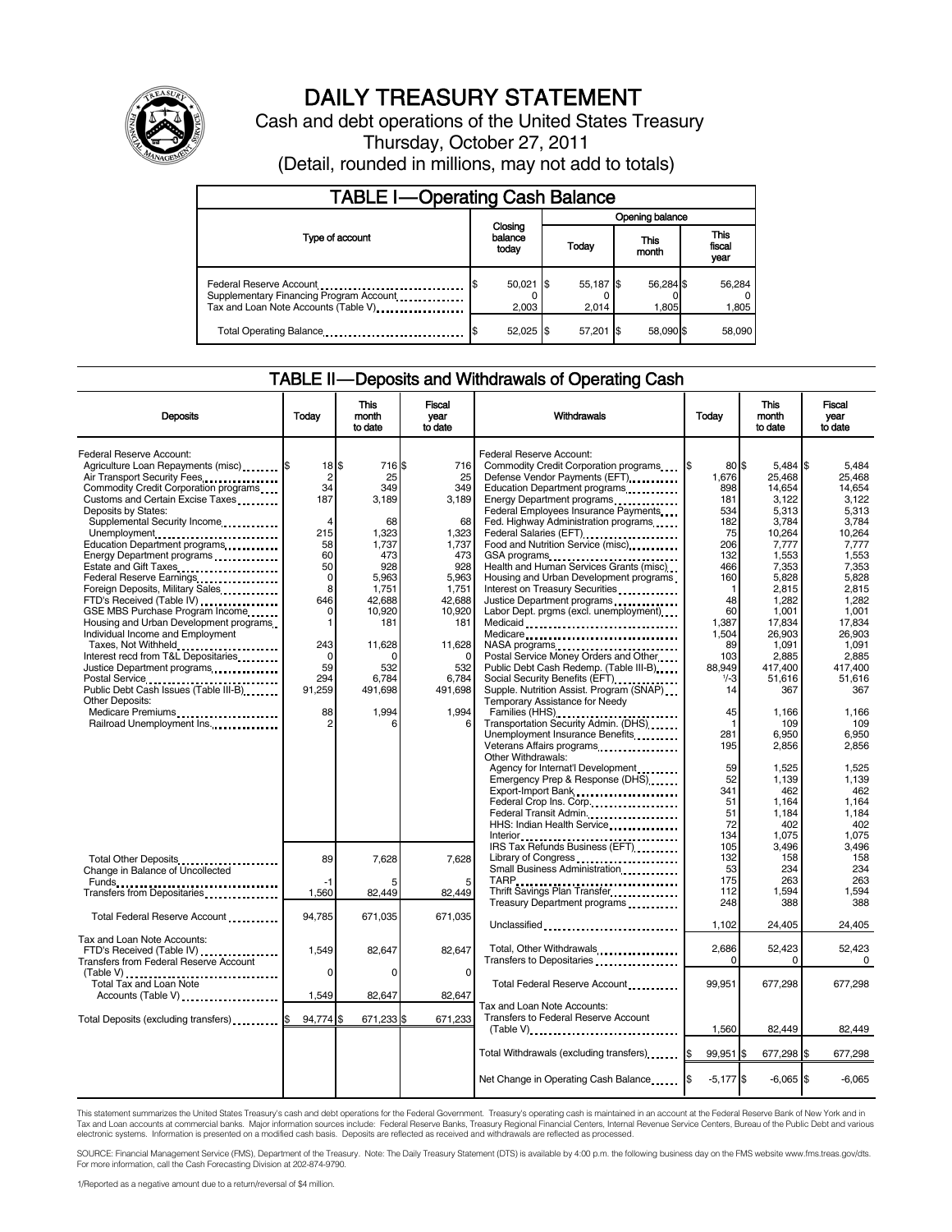# DAILY TREASURY STATEMENT

Cash and debt operations of the United States Treasury

Thursday, October 27, 2011

(Detail, rounded in millions, may not add to totals)

## TABLE I—Operating Cash Balance

| Type of account | Closing balance today | Opening balance Today | This month | This fiscal year |
|---|---|---|---|---|
| Federal Reserve Account | $ 50,021 | $ 55,187 | $ 56,284 | $ 56,284 |
| Supplementary Financing Program Account | 0 | 0 | 0 | 0 |
| Tax and Loan Note Accounts (Table V) | 2,003 | 2,014 | 1,805 | 1,805 |
| Total Operating Balance | $ 52,025 | $ 57,201 | $ 58,090 | $ 58,090 |

## TABLE II—Deposits and Withdrawals of Operating Cash

| Deposits | Today | This month to date | Fiscal year to date |
|---|---|---|---|
| Federal Reserve Account: | | | |
| Agriculture Loan Repayments (misc) | $ 18 | $ 716 | $ 716 |
| Air Transport Security Fees | 2 | 25 | 25 |
| Commodity Credit Corporation programs | 34 | 349 | 349 |
| Customs and Certain Excise Taxes | 187 | 3,189 | 3,189 |
| Deposits by States: | | | |
| Supplemental Security Income | 4 | 68 | 68 |
| Unemployment | 215 | 1,323 | 1,323 |
| Education Department programs | 58 | 1,737 | 1,737 |
| Energy Department programs | 60 | 473 | 473 |
| Estate and Gift Taxes | 50 | 928 | 928 |
| Federal Reserve Earnings | 0 | 5,963 | 5,963 |
| Foreign Deposits, Military Sales | 8 | 1,751 | 1,751 |
| FTD's Received (Table IV) | 646 | 42,688 | 42,688 |
| GSE MBS Purchase Program Income | 0 | 10,920 | 10,920 |
| Housing and Urban Development programs | 1 | 181 | 181 |
| Individual Income and Employment Taxes, Not Withheld | 243 | 11,628 | 11,628 |
| Interest recd from T&L Depositaries | 0 | 0 | 0 |
| Justice Department programs | 59 | 532 | 532 |
| Postal Service | 294 | 6,784 | 6,784 |
| Public Debt Cash Issues (Table III-B) | 91,259 | 491,698 | 491,698 |
| Other Deposits: | | | |
| Medicare Premiums | 88 | 1,994 | 1,994 |
| Railroad Unemployment Ins. | 2 | 6 | 6 |
| Total Other Deposits | 89 | 7,628 | 7,628 |
| Change in Balance of Uncollected Funds | -1 | 5 | 5 |
| Transfers from Depositaries | 1,560 | 82,449 | 82,449 |
| Total Federal Reserve Account | 94,785 | 671,035 | 671,035 |
| Tax and Loan Note Accounts: | | | |
| FTD's Received (Table IV) | 1,549 | 82,647 | 82,647 |
| Transfers from Federal Reserve Account (Table V) | 0 | 0 | 0 |
| Total Tax and Loan Note Accounts (Table V) | 1,549 | 82,647 | 82,647 |
| Total Deposits (excluding transfers) | $ 94,774 | $ 671,233 | $ 671,233 |

| Withdrawals | Today | This month to date | Fiscal year to date |
|---|---|---|---|
| Federal Reserve Account: | | | |
| Commodity Credit Corporation programs | $ 80 | $ 5,484 | $ 5,484 |
| Defense Vendor Payments (EFT) | 1,676 | 25,468 | 25,468 |
| Education Department programs | 898 | 14,654 | 14,654 |
| Energy Department programs | 181 | 3,122 | 3,122 |
| Federal Employees Insurance Payments | 534 | 5,313 | 5,313 |
| Fed. Highway Administration programs | 182 | 3,784 | 3,784 |
| Federal Salaries (EFT) | 75 | 10,264 | 10,264 |
| Food and Nutrition Service (misc) | 206 | 7,777 | 7,777 |
| GSA programs | 132 | 1,553 | 1,553 |
| Health and Human Services Grants (misc) | 466 | 7,353 | 7,353 |
| Housing and Urban Development programs | 160 | 5,828 | 5,828 |
| Interest on Treasury Securities | 1 | 2,815 | 2,815 |
| Justice Department programs | 48 | 1,282 | 1,282 |
| Labor Dept. prgms (excl. unemployment) | 60 | 1,001 | 1,001 |
| Medicaid | 1,387 | 17,834 | 17,834 |
| Medicare | 1,504 | 26,903 | 26,903 |
| NASA programs | 89 | 1,091 | 1,091 |
| Postal Service Money Orders and Other | 103 | 2,885 | 2,885 |
| Public Debt Cash Redemp. (Table III-B) | 88,949 | 417,400 | 417,400 |
| Social Security Benefits (EFT) | [1]-3 | 51,616 | 51,616 |
| Supple. Nutrition Assist. Program (SNAP) | 14 | 367 | 367 |
| Temporary Assistance for Needy Families (HHS) | 45 | 1,166 | 1,166 |
| Transportation Security Admin. (DHS) | 1 | 109 | 109 |
| Unemployment Insurance Benefits | 281 | 6,950 | 6,950 |
| Veterans Affairs programs | 195 | 2,856 | 2,856 |
| Other Withdrawals: | | | |
| Agency for Internat'l Development | 59 | 1,525 | 1,525 |
| Emergency Prep & Response (DHS) | 52 | 1,139 | 1,139 |
| Export-Import Bank | 341 | 462 | 462 |
| Federal Crop Ins. Corp. | 51 | 1,164 | 1,164 |
| Federal Transit Admin. | 51 | 1,184 | 1,184 |
| HHS: Indian Health Service | 72 | 402 | 402 |
| Interior | 134 | 1,075 | 1,075 |
| IRS Tax Refunds Business (EFT) | 105 | 3,496 | 3,496 |
| Library of Congress | 132 | 158 | 158 |
| Small Business Administration | 53 | 234 | 234 |
| TARP | 175 | 263 | 263 |
| Thrift Savings Plan Transfer | 112 | 1,594 | 1,594 |
| Treasury Department programs | 248 | 388 | 388 |
| Unclassified | 1,102 | 24,405 | 24,405 |
| Total, Other Withdrawals | 2,686 | 52,423 | 52,423 |
| Transfers to Depositaries | 0 | 0 | 0 |
| Total Federal Reserve Account | 99,951 | 677,298 | 677,298 |
| Tax and Loan Note Accounts: | | | |
| Transfers to Federal Reserve Account (Table V) | 1,560 | 82,449 | 82,449 |
| Total Withdrawals (excluding transfers) | $ 99,951 | $ 677,298 | $ 677,298 |
| Net Change in Operating Cash Balance | $ -5,177 | $ -6,065 | $ -6,065 |

This statement summarizes the United States Treasury's cash and debt operations for the Federal Government. Treasury's operating cash is maintained in an account at the Federal Reserve Bank of New York and in Tax and Loan accounts at commercial banks. Major information sources include: Federal Reserve Banks, Treasury Regional Financial Centers, Internal Revenue Service Centers, Bureau of the Public Debt and various electronic systems. Information is presented on a modified cash basis. Deposits are reflected as received and withdrawals are reflected as processed.

SOURCE: Financial Management Service (FMS), Department of the Treasury. Note: The Daily Treasury Statement (DTS) is available by 4:00 p.m. the following business day on the FMS website www.fms.treas.gov/dts. For more information, call the Cash Forecasting Division at 202-874-9790.

1/Reported as a negative amount due to a return/reversal of $4 million.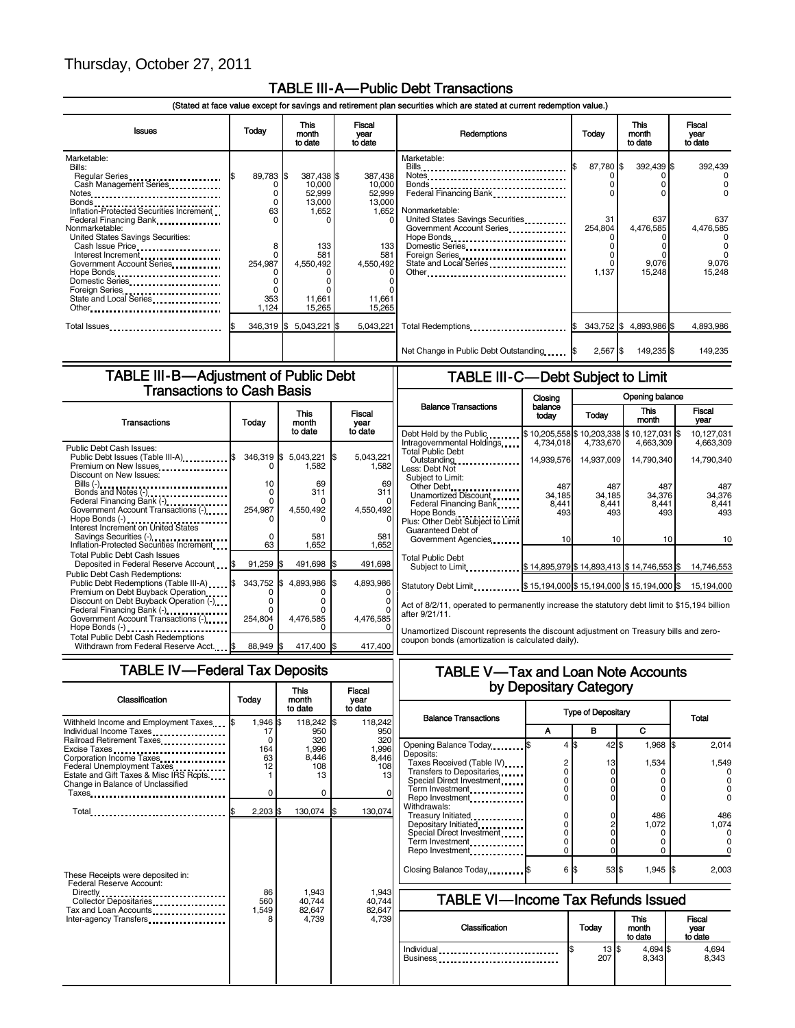Thursday, October 27, 2011

## TABLE III-A—Public Debt Transactions

(Stated at face value except for savings and retirement plan securities which are stated at current redemption value.)

| Issues | Today | This month to date | Fiscal year to date | Redemptions | Today | This month to date | Fiscal year to date |
|---|---|---|---|---|---|---|---|
| Marketable: | | | | Marketable: | | | |
| Bills: | | | | Bills | $ 87,780 | $ 392,439 | $ 392,439 |
| Regular Series | $ 89,783 | $ 387,438 | $ 387,438 | Notes | 0 | 0 | 0 |
| Cash Management Series | 0 | 10,000 | 10,000 | Bonds | 0 | 0 | 0 |
| Notes | 0 | 52,999 | 52,999 | Federal Financing Bank | 0 | 0 | 0 |
| Bonds | 0 | 13,000 | 13,000 | | | | |
| Inflation-Protected Securities Increment | 63 | 1,652 | 1,652 | Nonmarketable: | | | |
| Federal Financing Bank | 0 | 0 | 0 | United States Savings Securities | 31 | 637 | 637 |
| Nonmarketable: | | | | Government Account Series | 254,804 | 4,476,585 | 4,476,585 |
| United States Savings Securities: | | | | Hope Bonds | 0 | 0 | 0 |
| Cash Issue Price | 8 | 133 | 133 | Domestic Series | 0 | 0 | 0 |
| Interest Increment | 0 | 581 | 581 | Foreign Series | 0 | 0 | 0 |
| Government Account Series | 254,987 | 4,550,492 | 4,550,492 | State and Local Series | 0 | 9,076 | 9,076 |
| Hope Bonds | 0 | 0 | 0 | Other | 1,137 | 15,248 | 15,248 |
| Domestic Series | 0 | 0 | 0 | | | | |
| Foreign Series | 0 | 0 | 0 | | | | |
| State and Local Series | 353 | 11,661 | 11,661 | | | | |
| Other | 1,124 | 15,265 | 15,265 | | | | |
| Total Issues | $ 346,319 | $ 5,043,221 | $ 5,043,221 | Total Redemptions | $ 343,752 | $ 4,893,986 | $ 4,893,986 |
| | | | | Net Change in Public Debt Outstanding | $ 2,567 | $ 149,235 | $ 149,235 |

## TABLE III-B—Adjustment of Public Debt Transactions to Cash Basis

| Transactions | Today | This month to date | Fiscal year to date |
|---|---|---|---|
| Public Debt Cash Issues: | | | |
| Public Debt Issues (Table III-A) | $ 346,319 | $ 5,043,221 | $ 5,043,221 |
| Premium on New Issues | 0 | 1,582 | 1,582 |
| Discount on New Issues: | | | |
| Bills (-) | 10 | 69 | 69 |
| Bonds and Notes (-) | 0 | 311 | 311 |
| Federal Financing Bank (-) | 0 | 0 | 0 |
| Government Account Transactions (-) | 254,987 | 4,550,492 | 4,550,492 |
| Hope Bonds (-) | 0 | 0 | 0 |
| Interest Increment on United States Savings Securities (-) | 0 | 581 | 581 |
| Inflation-Protected Securities Increment | 63 | 1,652 | 1,652 |
| Total Public Debt Cash Issues Deposited in Federal Reserve Account | $ 91,259 | $ 491,698 | $ 491,698 |
| Public Debt Cash Redemptions: | | | |
| Public Debt Redemptions (Table III-A) | $ 343,752 | $ 4,893,986 | $ 4,893,986 |
| Premium on Debt Buyback Operation | 0 | 0 | 0 |
| Discount on Debt Buyback Operation (-) | 0 | 0 | 0 |
| Federal Financing Bank (-) | 0 | 0 | 0 |
| Government Account Transactions (-) | 254,804 | 4,476,585 | 4,476,585 |
| Hope Bonds (-) | 0 | 0 | 0 |
| Total Public Debt Cash Redemptions Withdrawn from Federal Reserve Acct. | $ 88,949 | $ 417,400 | $ 417,400 |

## TABLE III-C—Debt Subject to Limit

| Balance Transactions | Closing balance today | Opening balance Today | Opening balance This month | Opening balance Fiscal year |
|---|---|---|---|---|
| Debt Held by the Public | $ 10,205,558 | $ 10,203,338 | $ 10,127,031 | $ 10,127,031 |
| Intragovernmental Holdings | 4,734,018 | 4,733,670 | 4,663,309 | 4,663,309 |
| Total Public Debt Outstanding | 14,939,576 | 14,937,009 | 14,790,340 | 14,790,340 |
| Less: Debt Not Subject to Limit: | | | | |
| Other Debt | 487 | 487 | 487 | 487 |
| Unamortized Discount | 34,185 | 34,185 | 34,376 | 34,376 |
| Federal Financing Bank | 8,441 | 8,441 | 8,441 | 8,441 |
| Hope Bonds | 493 | 493 | 493 | 493 |
| Plus: Other Debt Subject to Limit | | | | |
| Guaranteed Debt of Government Agencies | 10 | 10 | 10 | 10 |
| Total Public Debt Subject to Limit | $ 14,895,979 | $ 14,893,413 | $ 14,746,553 | $ 14,746,553 |
| Statutory Debt Limit | $ 15,194,000 | $ 15,194,000 | $ 15,194,000 | $ 15,194,000 |

Act of 8/2/11, operated to permanently increase the statutory debt limit to $15,194 billion after 9/21/11.

Unamortized Discount represents the discount adjustment on Treasury bills and zero-coupon bonds (amortization is calculated daily).

## TABLE IV—Federal Tax Deposits

| Classification | Today | This month to date | Fiscal year to date |
|---|---|---|---|
| Withheld Income and Employment Taxes | $ 1,946 | $ 118,242 | $ 118,242 |
| Individual Income Taxes | 17 | 950 | 950 |
| Railroad Retirement Taxes | 0 | 320 | 320 |
| Excise Taxes | 164 | 1,996 | 1,996 |
| Corporation Income Taxes | 63 | 8,446 | 8,446 |
| Federal Unemployment Taxes | 12 | 108 | 108 |
| Estate and Gift Taxes & Misc IRS Rcpts. | 1 | 13 | 13 |
| Change in Balance of Unclassified Taxes | 0 | 0 | 0 |
| Total | $ 2,203 | $ 130,074 | $ 130,074 |
| These Receipts were deposited in: | | | |
| Federal Reserve Account: | | | |
| Directly | 86 | 1,943 | 1,943 |
| Collector Depositaries | 560 | 40,744 | 40,744 |
| Tax and Loan Accounts | 1,549 | 82,647 | 82,647 |
| Inter-agency Transfers | 8 | 4,739 | 4,739 |

## TABLE V—Tax and Loan Note Accounts by Depositary Category

| Balance Transactions | Type of Depositary A | Type of Depositary B | Type of Depositary C | Total |
|---|---|---|---|---|
| Opening Balance Today | $ 4 | $ 42 | $ 1,968 | $ 2,014 |
| Deposits: | | | | |
| Taxes Received (Table IV) | 2 | 13 | 1,534 | 1,549 |
| Transfers to Depositaries | 0 | 0 | 0 | 0 |
| Special Direct Investment | 0 | 0 | 0 | 0 |
| Term Investment | 0 | 0 | 0 | 0 |
| Repo Investment | 0 | 0 | 0 | 0 |
| Withdrawals: | | | | |
| Treasury Initiated | 0 | 0 | 486 | 486 |
| Depositary Initiated | 0 | 2 | 1,072 | 1,074 |
| Special Direct Investment | 0 | 0 | 0 | 0 |
| Term Investment | 0 | 0 | 0 | 0 |
| Repo Investment | 0 | 0 | 0 | 0 |
| Closing Balance Today | $ 6 | $ 53 | $ 1,945 | $ 2,003 |

## TABLE VI—Income Tax Refunds Issued

| Classification | Today | This month to date | Fiscal year to date |
|---|---|---|---|
| Individual | $ 13 | $ 4,694 | $ 4,694 |
| Business | 207 | 8,343 | 8,343 |